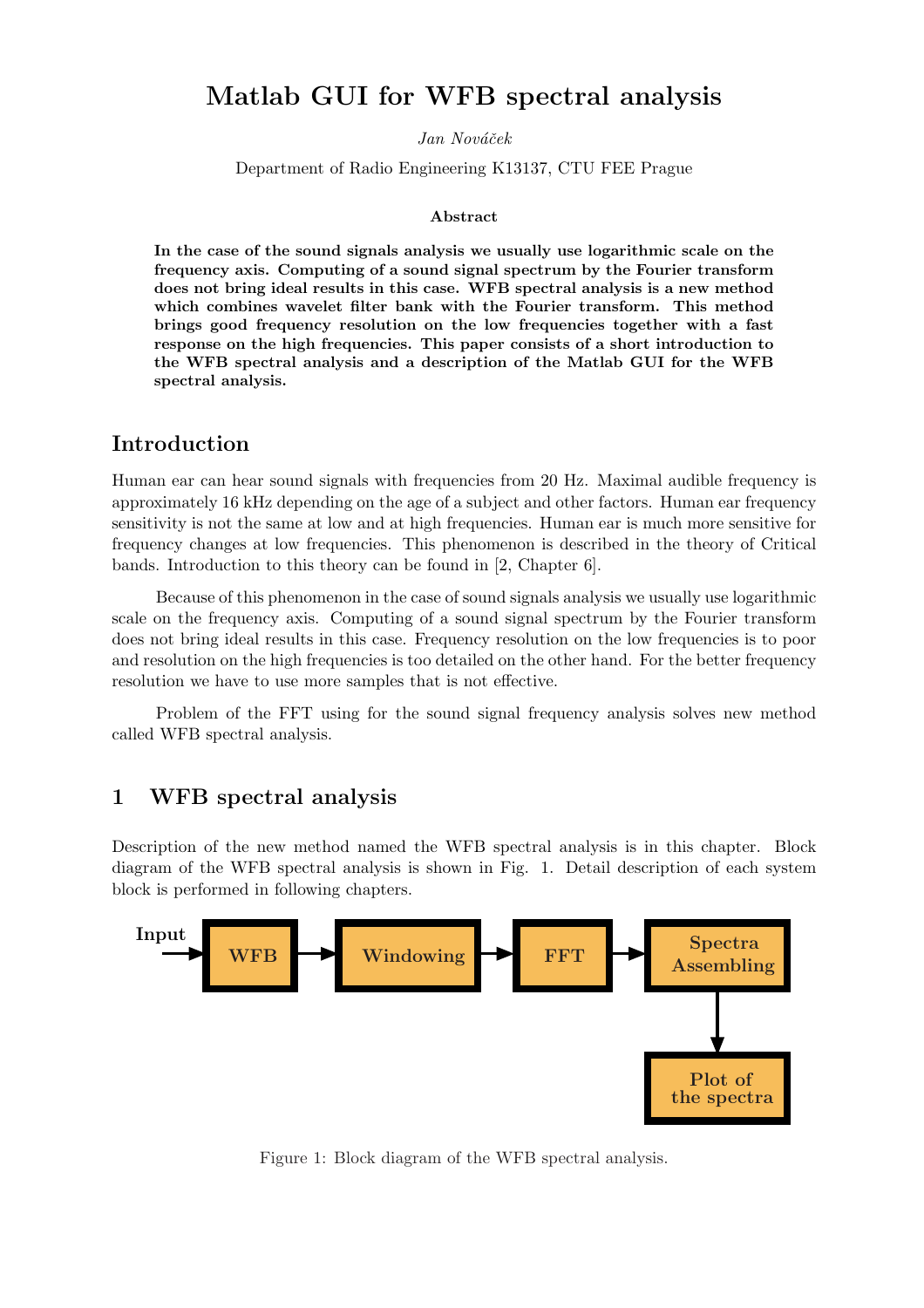# Matlab GUI for WFB spectral analysis

*Jan Nováček*

Department of Radio Engineering K13137, CTU FEE Prague

### Abstract

**In the case of the sound signals analysis we usually use logarithmic scale on the frequency axis. Computing of a sound signal spectrum by the Fourier transform does not bring ideal results in this case. WFB spectral analysis is a new method which combines wavelet filter bank with the Fourier transform. This method brings good frequency resolution on the low frequencies together with a fast response on the high frequencies. This paper consists of a short introduction to the WFB spectral analysis and a description of the Matlab GUI for the WFB spectral analysis.**

## Introduction

Human ear can hear sound signals with frequencies from 20 Hz. Maximal audible frequency is approximately 16 kHz depending on the age of a subject and other factors. Human ear frequency sensitivity is not the same at low and at high frequencies. Human ear is much more sensitive for frequency changes at low frequencies. This phenomenon is described in the theory of Critical bands. Introduction to this theory can be found in [2, Chapter 6].

Because of this phenomenon in the case of sound signals analysis we usually use logarithmic scale on the frequency axis. Computing of a sound signal spectrum by the Fourier transform does not bring ideal results in this case. Frequency resolution on the low frequencies is to poor and resolution on the high frequencies is too detailed on the other hand. For the better frequency resolution we have to use more samples that is not effective.

Problem of the FFT using for the sound signal frequency analysis solves new method called WFB spectral analysis.

## 1 WFB spectral analysis

Description of the new method named the WFB spectral analysis is in this chapter. Block diagram of the WFB spectral analysis is shown in Fig. 1. Detail description of each system block is performed in following chapters.

Input → WFB → Windowing → FFT → Spectra Assembling → Plot of the spectra

Figure 1: Block diagram of the WFB spectral analysis.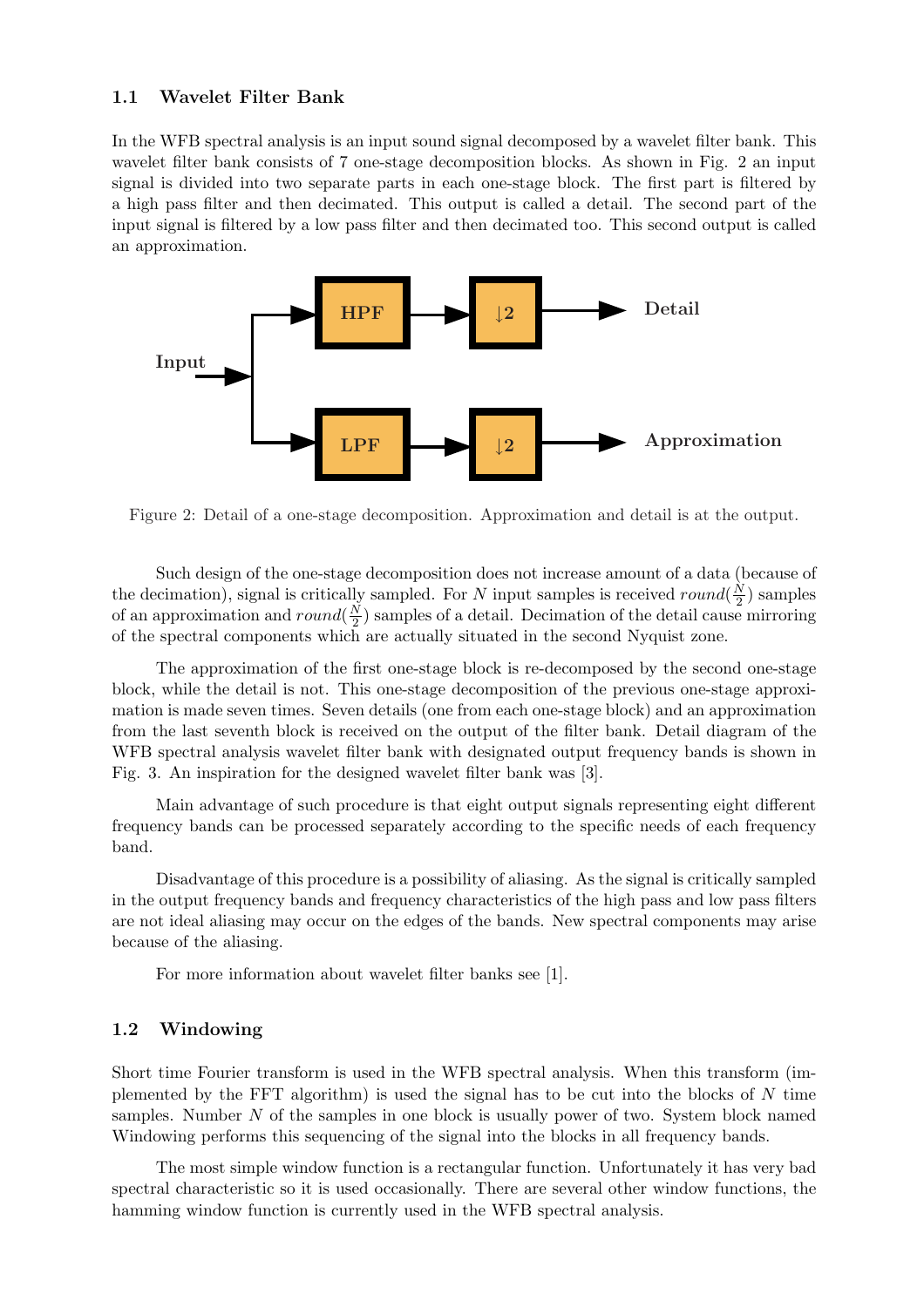### 1.1 Wavelet Filter Bank

In the WFB spectral analysis is an input sound signal decomposed by a wavelet filter bank. This wavelet filter bank consists of 7 one-stage decomposition blocks. As shown in Fig. 2 an input signal is divided into two separate parts in each one-stage block. The first part is filtered by a high pass filter and then decimated. This output is called a detail. The second part of the input signal is filtered by a low pass filter and then decimated too. This second output is called an approximation.

Figure 2: Detail of a one-stage decomposition. Approximation and detail is at the output.

Such design of the one-stage decomposition does not increase amount of a data (because of the decimation), signal is critically sampled. For $N$ input samples is received $round(\frac{N}{2})$ samples of an approximation and $round(\frac{N}{2})$ samples of a detail. Decimation of the detail cause mirroring of the spectral components which are actually situated in the second Nyquist zone.

The approximation of the first one-stage block is re-decomposed by the second one-stage block, while the detail is not. This one-stage decomposition of the previous one-stage approximation is made seven times. Seven details (one from each one-stage block) and an approximation from the last seventh block is received on the output of the filter bank. Detail diagram of the WFB spectral analysis wavelet filter bank with designated output frequency bands is shown in Fig. 3. An inspiration for the designed wavelet filter bank was [3].

Main advantage of such procedure is that eight output signals representing eight different frequency bands can be processed separately according to the specific needs of each frequency band.

Disadvantage of this procedure is a possibility of aliasing. As the signal is critically sampled in the output frequency bands and frequency characteristics of the high pass and low pass filters are not ideal aliasing may occur on the edges of the bands. New spectral components may arise because of the aliasing.

For more information about wavelet filter banks see [1].

### 1.2 Windowing

Short time Fourier transform is used in the WFB spectral analysis. When this transform (implemented by the FFT algorithm) is used the signal has to be cut into the blocks of $N$ time samples. Number $N$ of the samples in one block is usually power of two. System block named Windowing performs this sequencing of the signal into the blocks in all frequency bands.

The most simple window function is a rectangular function. Unfortunately it has very bad spectral characteristic so it is used occasionally. There are several other window functions, the hamming window function is currently used in the WFB spectral analysis.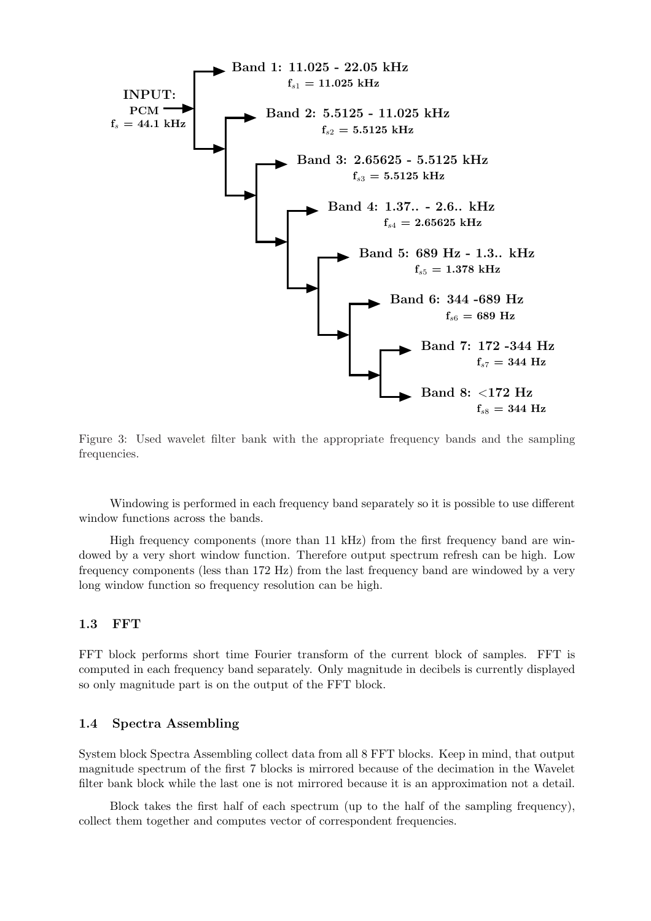INPUT:
PCM
$f_s$ = 44.1 kHz

**Band 1: 11.025 - 22.05 kHz**
$f_{s1}$ = 11.025 kHz

**Band 2: 5.5125 - 11.025 kHz**
$f_{s2}$ = 5.5125 kHz

**Band 3: 2.65625 - 5.5125 kHz**
$f_{s3}$ = 5.5125 kHz

**Band 4: 1.37.. - 2.6.. kHz**
$f_{s4}$ = 2.65625 kHz

**Band 5: 689 Hz - 1.3.. kHz**
$f_{s5}$ = 1.378 kHz

**Band 6: 344 -689 Hz**
$f_{s6}$ = 689 Hz

**Band 7: 172 -344 Hz**
$f_{s7}$ = 344 Hz

**Band 8: <172 Hz**
$f_{s8}$ = 344 Hz

Figure 3: Used wavelet filter bank with the appropriate frequency bands and the sampling frequencies.

Windowing is performed in each frequency band separately so it is possible to use different window functions across the bands.

High frequency components (more than 11 kHz) from the first frequency band are windowed by a very short window function. Therefore output spectrum refresh can be high. Low frequency components (less than 172 Hz) from the last frequency band are windowed by a very long window function so frequency resolution can be high.

### 1.3 FFT

FFT block performs short time Fourier transform of the current block of samples. FFT is computed in each frequency band separately. Only magnitude in decibels is currently displayed so only magnitude part is on the output of the FFT block.

### 1.4 Spectra Assembling

System block Spectra Assembling collect data from all 8 FFT blocks. Keep in mind, that output magnitude spectrum of the first 7 blocks is mirrored because of the decimation in the Wavelet filter bank block while the last one is not mirrored because it is an approximation not a detail.

Block takes the first half of each spectrum (up to the half of the sampling frequency), collect them together and computes vector of correspondent frequencies.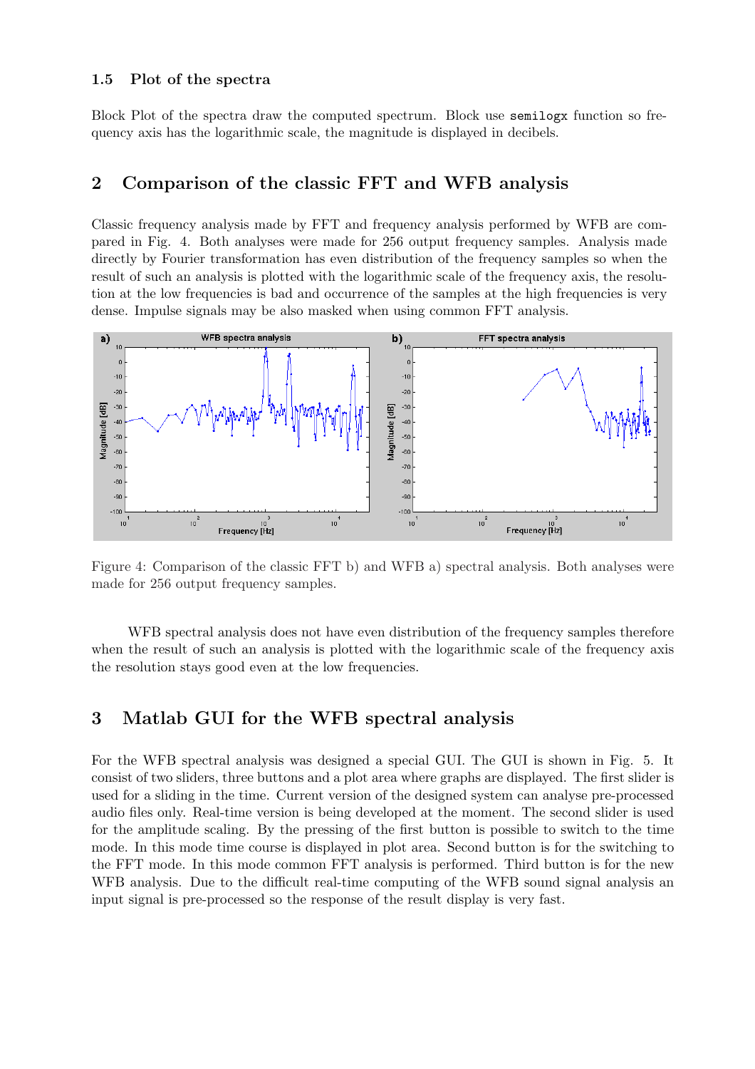### 1.5 Plot of the spectra

Block Plot of the spectra draw the computed spectrum. Block use `semilogx` function so frequency axis has the logarithmic scale, the magnitude is displayed in decibels.

## 2 Comparison of the classic FFT and WFB analysis

Classic frequency analysis made by FFT and frequency analysis performed by WFB are compared in Fig. 4. Both analyses were made for 256 output frequency samples. Analysis made directly by Fourier transformation has even distribution of the frequency samples so when the result of such an analysis is plotted with the logarithmic scale of the frequency axis, the resolution at the low frequencies is bad and occurrence of the samples at the high frequencies is very dense. Impulse signals may be also masked when using common FFT analysis.

Figure 4: Comparison of the classic FFT b) and WFB a) spectral analysis. Both analyses were made for 256 output frequency samples.

WFB spectral analysis does not have even distribution of the frequency samples therefore when the result of such an analysis is plotted with the logarithmic scale of the frequency axis the resolution stays good even at the low frequencies.

## 3 Matlab GUI for the WFB spectral analysis

For the WFB spectral analysis was designed a special GUI. The GUI is shown in Fig. 5. It consist of two sliders, three buttons and a plot area where graphs are displayed. The first slider is used for a sliding in the time. Current version of the designed system can analyse pre-processed audio files only. Real-time version is being developed at the moment. The second slider is used for the amplitude scaling. By the pressing of the first button is possible to switch to the time mode. In this mode time course is displayed in plot area. Second button is for the switching to the FFT mode. In this mode common FFT analysis is performed. Third button is for the new WFB analysis. Due to the difficult real-time computing of the WFB sound signal analysis an input signal is pre-processed so the response of the result display is very fast.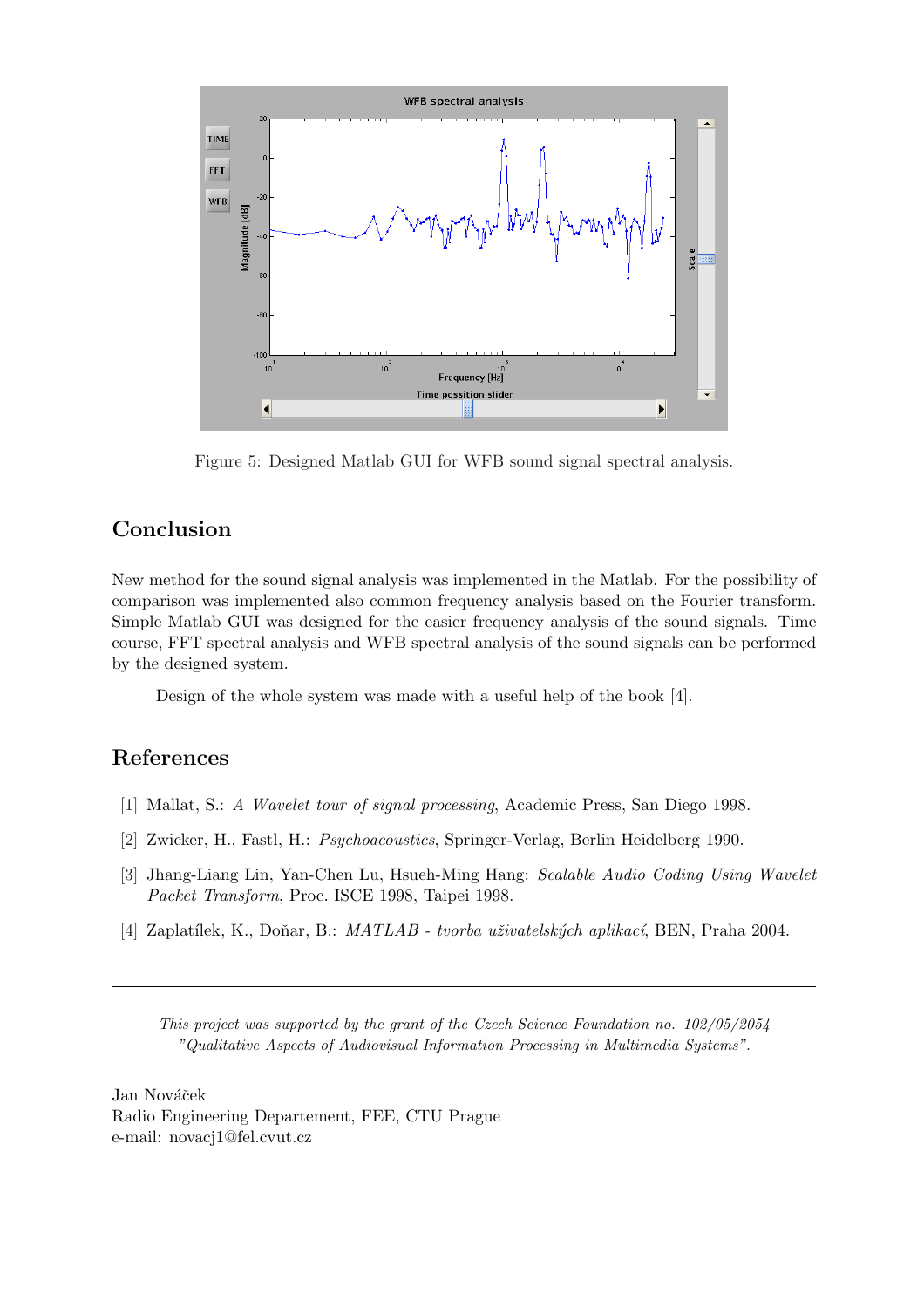WFB spectral analysis

TIME

FFT

WFB

Magnitude [dB]

20

0

-20

-40

-60

-80

-100

$10^1$

$10^2$

$10^3$

$10^4$

Frequency [Hz]

Scale

Time position slider

Figure 5: Designed Matlab GUI for WFB sound signal spectral analysis.

## Conclusion

New method for the sound signal analysis was implemented in the Matlab. For the possibility of comparison was implemented also common frequency analysis based on the Fourier transform. Simple Matlab GUI was designed for the easier frequency analysis of the sound signals. Time course, FFT spectral analysis and WFB spectral analysis of the sound signals can be performed by the designed system.

Design of the whole system was made with a useful help of the book [4].

## References

[1] Mallat, S.: *A Wavelet tour of signal processing*, Academic Press, San Diego 1998.

[2] Zwicker, H., Fastl, H.: *Psychoacoustics*, Springer-Verlag, Berlin Heidelberg 1990.

[3] Jhang-Liang Lin, Yan-Chen Lu, Hsueh-Ming Hang: *Scalable Audio Coding Using Wavelet Packet Transform*, Proc. ISCE 1998, Taipei 1998.

[4] Zaplatílek, K., Doňar, B.: *MATLAB - tvorba uživatelských aplikací*, BEN, Praha 2004.

---

*This project was supported by the grant of the Czech Science Foundation no. 102/05/2054 "Qualitative Aspects of Audiovisual Information Processing in Multimedia Systems".*

Jan Nováček
Radio Engineering Departement, FEE, CTU Prague
e-mail: novacj1@fel.cvut.cz